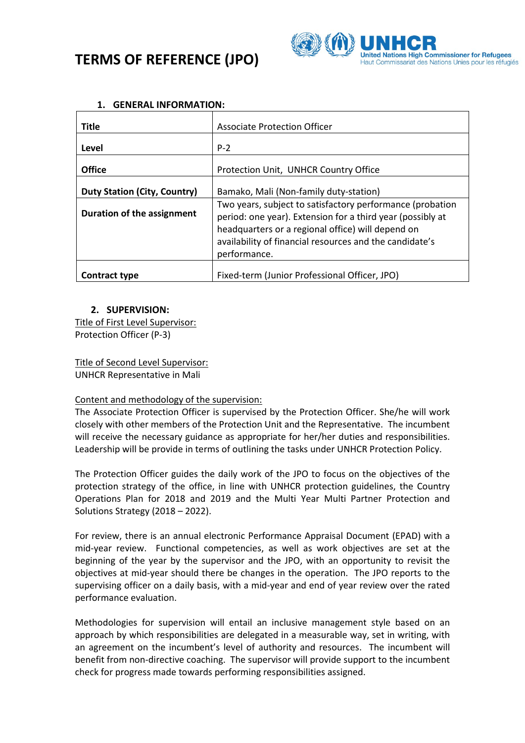# TERMS OF REFERENCE (JPO)

UNHCR
United Nations High Commissioner for Refugees
Haut Commissariat des Nations Unies pour les réfugiés

## 1. GENERAL INFORMATION:

| | |
|---|---|
| **Title** | Associate Protection Officer |
| **Level** | P-2 |
| **Office** | Protection Unit, UNHCR Country Office |
| **Duty Station (City, Country)** | Bamako, Mali (Non-family duty-station) |
| **Duration of the assignment** | Two years, subject to satisfactory performance (probation period: one year). Extension for a third year (possibly at headquarters or a regional office) will depend on availability of financial resources and the candidate's performance. |
| **Contract type** | Fixed-term (Junior Professional Officer, JPO) |

## 2. SUPERVISION:

Title of First Level Supervisor:
Protection Officer (P-3)

Title of Second Level Supervisor:
UNHCR Representative in Mali

Content and methodology of the supervision:
The Associate Protection Officer is supervised by the Protection Officer. She/he will work closely with other members of the Protection Unit and the Representative. The incumbent will receive the necessary guidance as appropriate for her/her duties and responsibilities. Leadership will be provide in terms of outlining the tasks under UNHCR Protection Policy.

The Protection Officer guides the daily work of the JPO to focus on the objectives of the protection strategy of the office, in line with UNHCR protection guidelines, the Country Operations Plan for 2018 and 2019 and the Multi Year Multi Partner Protection and Solutions Strategy (2018 – 2022).

For review, there is an annual electronic Performance Appraisal Document (EPAD) with a mid-year review. Functional competencies, as well as work objectives are set at the beginning of the year by the supervisor and the JPO, with an opportunity to revisit the objectives at mid-year should there be changes in the operation. The JPO reports to the supervising officer on a daily basis, with a mid-year and end of year review over the rated performance evaluation.

Methodologies for supervision will entail an inclusive management style based on an approach by which responsibilities are delegated in a measurable way, set in writing, with an agreement on the incumbent's level of authority and resources. The incumbent will benefit from non-directive coaching. The supervisor will provide support to the incumbent check for progress made towards performing responsibilities assigned.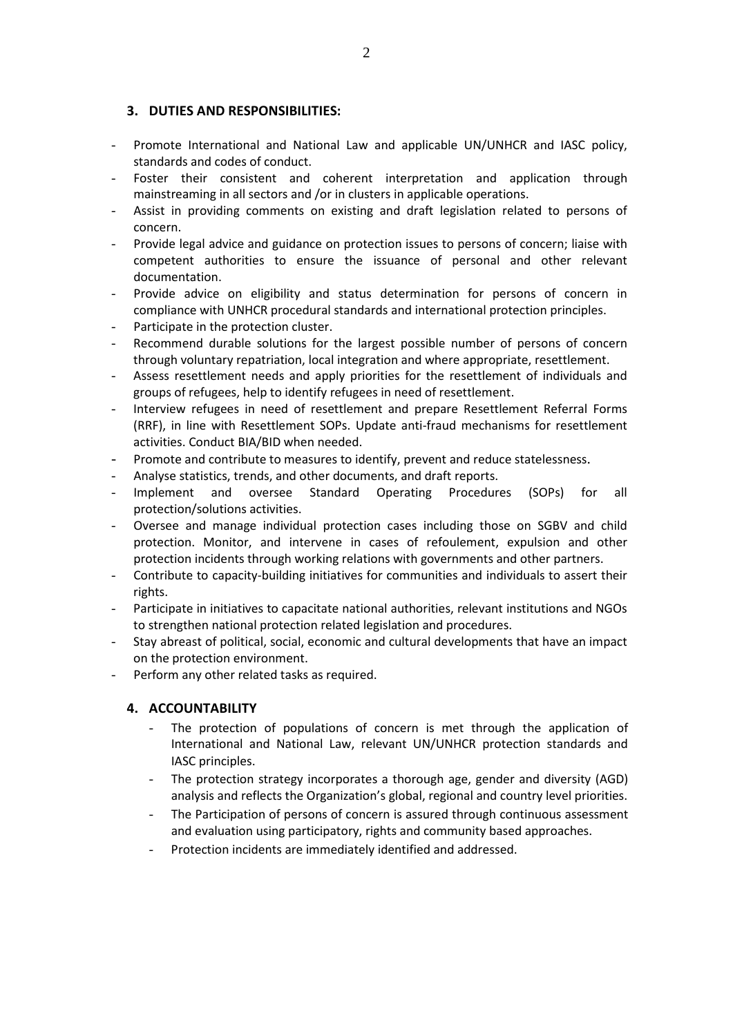### 3. DUTIES AND RESPONSIBILITIES:

- Promote International and National Law and applicable UN/UNHCR and IASC policy, standards and codes of conduct.
- Foster their consistent and coherent interpretation and application through mainstreaming in all sectors and /or in clusters in applicable operations.
- Assist in providing comments on existing and draft legislation related to persons of concern.
- Provide legal advice and guidance on protection issues to persons of concern; liaise with competent authorities to ensure the issuance of personal and other relevant documentation.
- Provide advice on eligibility and status determination for persons of concern in compliance with UNHCR procedural standards and international protection principles.
- Participate in the protection cluster.
- Recommend durable solutions for the largest possible number of persons of concern through voluntary repatriation, local integration and where appropriate, resettlement.
- Assess resettlement needs and apply priorities for the resettlement of individuals and groups of refugees, help to identify refugees in need of resettlement.
- Interview refugees in need of resettlement and prepare Resettlement Referral Forms (RRF), in line with Resettlement SOPs. Update anti-fraud mechanisms for resettlement activities. Conduct BIA/BID when needed.
- Promote and contribute to measures to identify, prevent and reduce statelessness.
- Analyse statistics, trends, and other documents, and draft reports.
- Implement and oversee Standard Operating Procedures (SOPs) for all protection/solutions activities.
- Oversee and manage individual protection cases including those on SGBV and child protection. Monitor, and intervene in cases of refoulement, expulsion and other protection incidents through working relations with governments and other partners.
- Contribute to capacity-building initiatives for communities and individuals to assert their rights.
- Participate in initiatives to capacitate national authorities, relevant institutions and NGOs to strengthen national protection related legislation and procedures.
- Stay abreast of political, social, economic and cultural developments that have an impact on the protection environment.
- Perform any other related tasks as required.

### 4. ACCOUNTABILITY

- The protection of populations of concern is met through the application of International and National Law, relevant UN/UNHCR protection standards and IASC principles.
- The protection strategy incorporates a thorough age, gender and diversity (AGD) analysis and reflects the Organization's global, regional and country level priorities.
- The Participation of persons of concern is assured through continuous assessment and evaluation using participatory, rights and community based approaches.
- Protection incidents are immediately identified and addressed.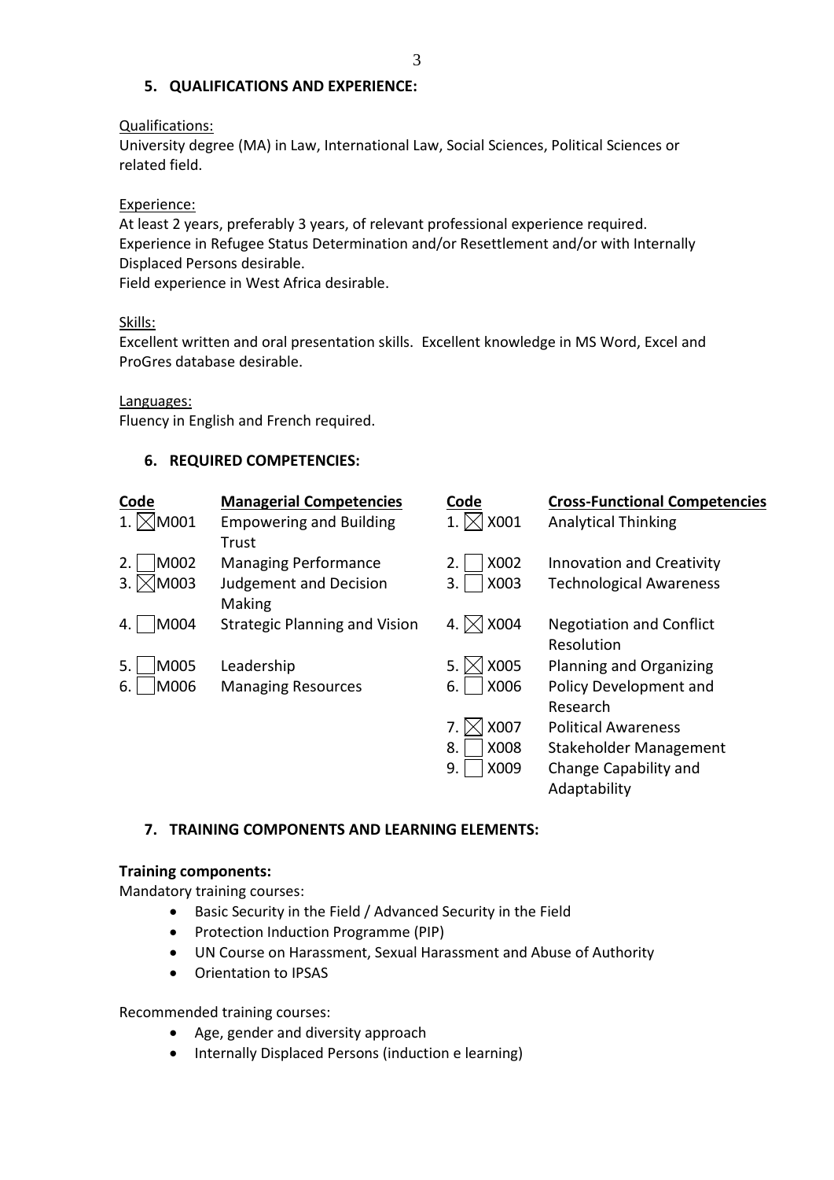## 5. QUALIFICATIONS AND EXPERIENCE:

Qualifications:
University degree (MA) in Law, International Law, Social Sciences, Political Sciences or related field.

Experience:
At least 2 years, preferably 3 years, of relevant professional experience required.
Experience in Refugee Status Determination and/or Resettlement and/or with Internally Displaced Persons desirable.
Field experience in West Africa desirable.

Skills:
Excellent written and oral presentation skills. Excellent knowledge in MS Word, Excel and ProGres database desirable.

Languages:
Fluency in English and French required.

## 6. REQUIRED COMPETENCIES:

| Code | Managerial Competencies | Code | Cross-Functional Competencies |
|---|---|---|---|
| 1. ☒ M001 | Empowering and Building Trust | 1. ☒ X001 | Analytical Thinking |
| 2. ☐ M002 | Managing Performance | 2. ☐ X002 | Innovation and Creativity |
| 3. ☒ M003 | Judgement and Decision Making | 3. ☐ X003 | Technological Awareness |
| 4. ☐ M004 | Strategic Planning and Vision | 4. ☒ X004 | Negotiation and Conflict Resolution |
| 5. ☐ M005 | Leadership | 5. ☒ X005 | Planning and Organizing |
| 6. ☐ M006 | Managing Resources | 6. ☐ X006 | Policy Development and Research |
| | | 7. ☒ X007 | Political Awareness |
| | | 8. ☐ X008 | Stakeholder Management |
| | | 9. ☐ X009 | Change Capability and Adaptability |

## 7. TRAINING COMPONENTS AND LEARNING ELEMENTS:

**Training components:**

Mandatory training courses:

- Basic Security in the Field / Advanced Security in the Field
- Protection Induction Programme (PIP)
- UN Course on Harassment, Sexual Harassment and Abuse of Authority
- Orientation to IPSAS

Recommended training courses:

- Age, gender and diversity approach
- Internally Displaced Persons (induction e learning)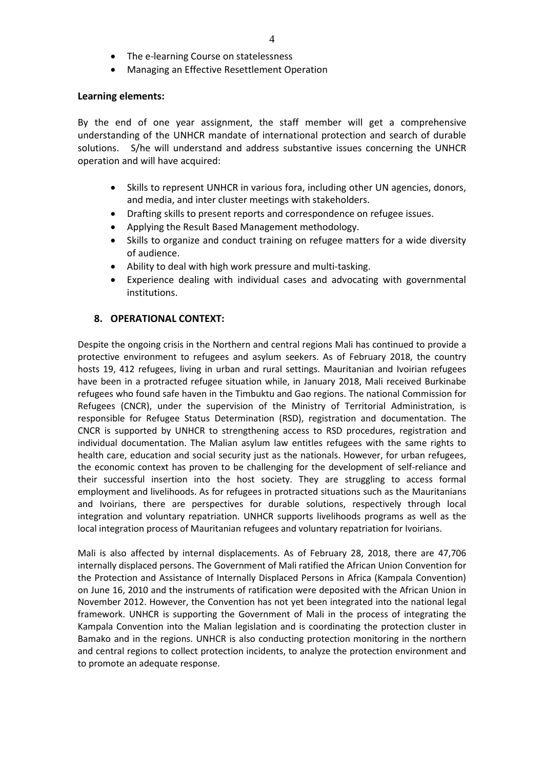- The e-learning Course on statelessness
- Managing an Effective Resettlement Operation

**Learning elements:**

By the end of one year assignment, the staff member will get a comprehensive understanding of the UNHCR mandate of international protection and search of durable solutions. S/he will understand and address substantive issues concerning the UNHCR operation and will have acquired:

- Skills to represent UNHCR in various fora, including other UN agencies, donors, and media, and inter cluster meetings with stakeholders.
- Drafting skills to present reports and correspondence on refugee issues.
- Applying the Result Based Management methodology.
- Skills to organize and conduct training on refugee matters for a wide diversity of audience.
- Ability to deal with high work pressure and multi-tasking.
- Experience dealing with individual cases and advocating with governmental institutions.

## 8. OPERATIONAL CONTEXT:

Despite the ongoing crisis in the Northern and central regions Mali has continued to provide a protective environment to refugees and asylum seekers. As of February 2018, the country hosts 19, 412 refugees, living in urban and rural settings. Mauritanian and Ivoirian refugees have been in a protracted refugee situation while, in January 2018, Mali received Burkinabe refugees who found safe haven in the Timbuktu and Gao regions. The national Commission for Refugees (CNCR), under the supervision of the Ministry of Territorial Administration, is responsible for Refugee Status Determination (RSD), registration and documentation. The CNCR is supported by UNHCR to strengthening access to RSD procedures, registration and individual documentation. The Malian asylum law entitles refugees with the same rights to health care, education and social security just as the nationals. However, for urban refugees, the economic context has proven to be challenging for the development of self-reliance and their successful insertion into the host society. They are struggling to access formal employment and livelihoods. As for refugees in protracted situations such as the Mauritanians and Ivoirians, there are perspectives for durable solutions, respectively through local integration and voluntary repatriation. UNHCR supports livelihoods programs as well as the local integration process of Mauritanian refugees and voluntary repatriation for Ivoirians.

Mali is also affected by internal displacements. As of February 28, 2018, there are 47,706 internally displaced persons. The Government of Mali ratified the African Union Convention for the Protection and Assistance of Internally Displaced Persons in Africa (Kampala Convention) on June 16, 2010 and the instruments of ratification were deposited with the African Union in November 2012. However, the Convention has not yet been integrated into the national legal framework. UNHCR is supporting the Government of Mali in the process of integrating the Kampala Convention into the Malian legislation and is coordinating the protection cluster in Bamako and in the regions. UNHCR is also conducting protection monitoring in the northern and central regions to collect protection incidents, to analyze the protection environment and to promote an adequate response.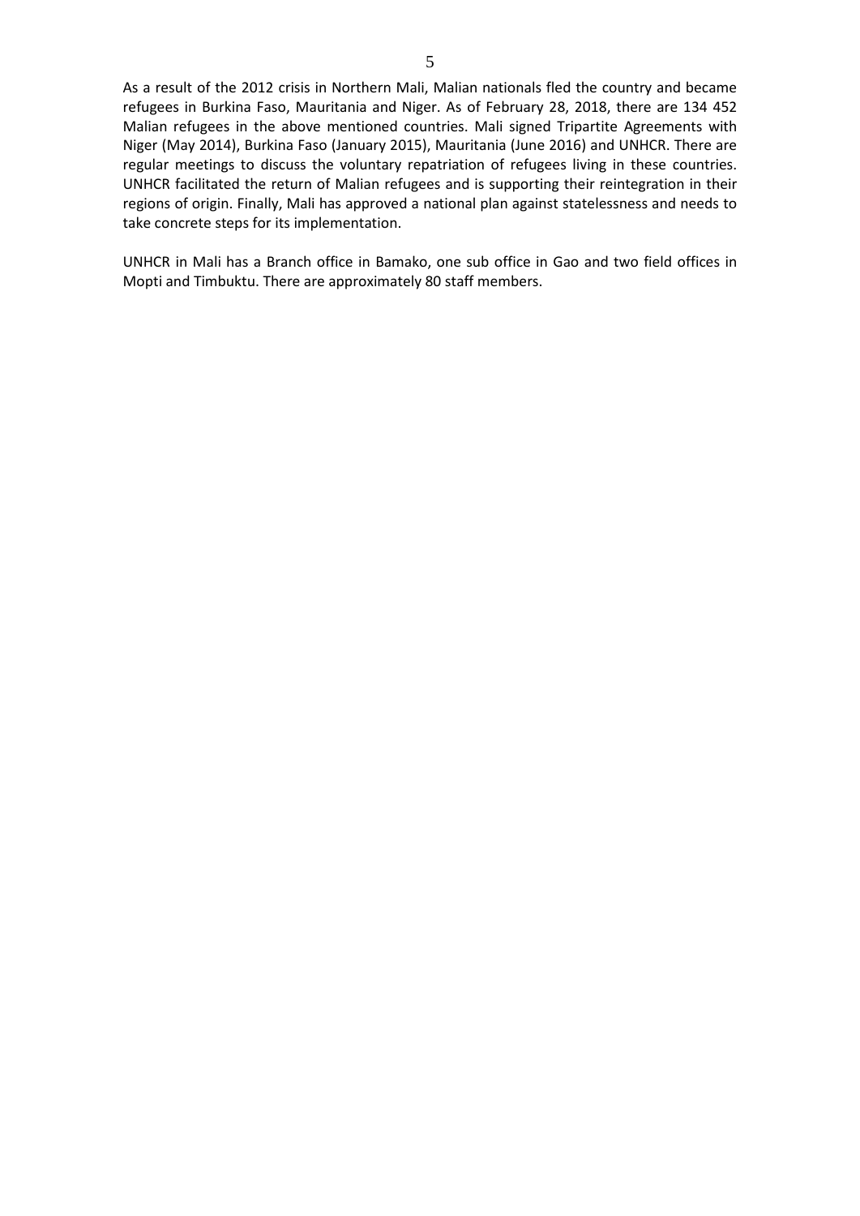As a result of the 2012 crisis in Northern Mali, Malian nationals fled the country and became refugees in Burkina Faso, Mauritania and Niger. As of February 28, 2018, there are 134 452 Malian refugees in the above mentioned countries. Mali signed Tripartite Agreements with Niger (May 2014), Burkina Faso (January 2015), Mauritania (June 2016) and UNHCR. There are regular meetings to discuss the voluntary repatriation of refugees living in these countries. UNHCR facilitated the return of Malian refugees and is supporting their reintegration in their regions of origin. Finally, Mali has approved a national plan against statelessness and needs to take concrete steps for its implementation.

UNHCR in Mali has a Branch office in Bamako, one sub office in Gao and two field offices in Mopti and Timbuktu. There are approximately 80 staff members.